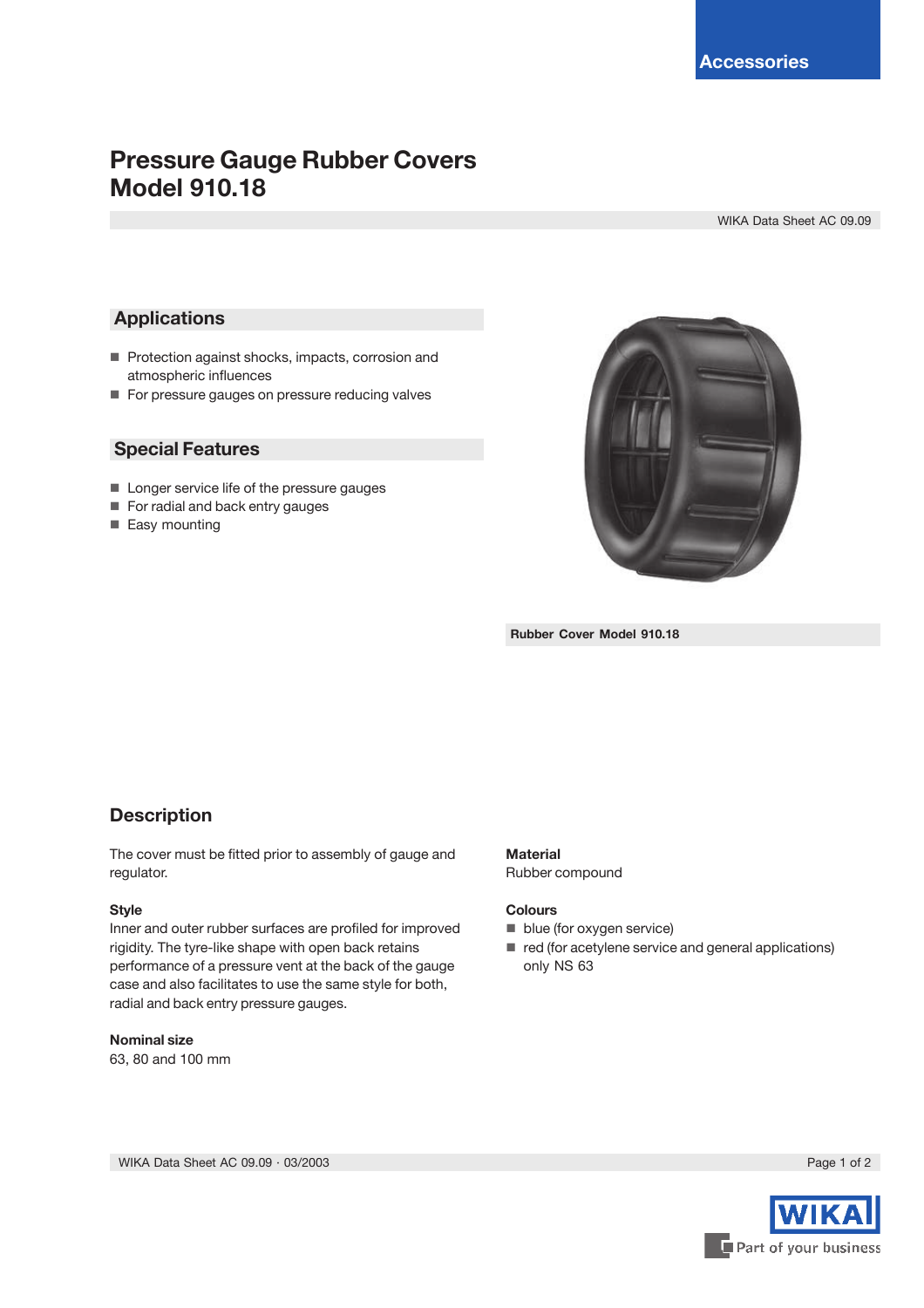Accessories

# Pressure Gauge Rubber Covers
# Model 910.18

WIKA Data Sheet AC 09.09

## Applications

- Protection against shocks, impacts, corrosion and atmospheric influences
- For pressure gauges on pressure reducing valves

## Special Features

- Longer service life of the pressure gauges
- For radial and back entry gauges
- Easy mounting

**Rubber Cover Model 910.18**

## Description

The cover must be fitted prior to assembly of gauge and regulator.

**Style**
Inner and outer rubber surfaces are profiled for improved rigidity. The tyre-like shape with open back retains performance of a pressure vent at the back of the gauge case and also facilitates to use the same style for both, radial and back entry pressure gauges.

**Nominal size**
63, 80 and 100 mm

**Material**
Rubber compound

**Colours**

- blue (for oxygen service)
- red (for acetylene service and general applications) only NS 63

WIKA Data Sheet AC 09.09 · 03/2003

WIKA
Part of your business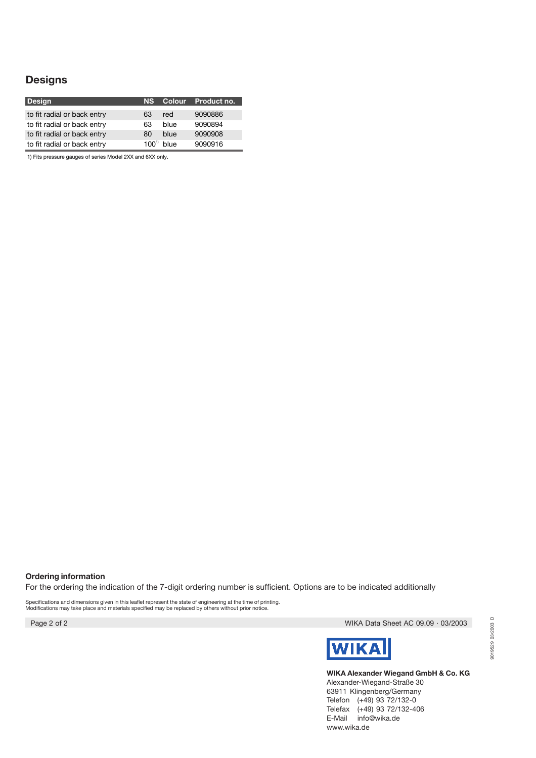## Designs

| Design | NS | Colour | Product no. |
|---|---|---|---|
| to fit radial or back entry | 63 | red | 9090886 |
| to fit radial or back entry | 63 | blue | 9090894 |
| to fit radial or back entry | 80 | blue | 9090908 |
| to fit radial or back entry | 100[1] | blue | 9090916 |

1) Fits pressure gauges of series Model 2XX and 6XX only.

**Ordering information**

For the ordering the indication of the 7-digit ordering number is sufficient. Options are to be indicated additionally

Specifications and dimensions given in this leaflet represent the state of engineering at the time of printing.
Modifications may take place and materials specified may be replaced by others without prior notice.

WIKA Data Sheet AC 09.09 · 03/2003

**WIKA Alexander Wiegand GmbH & Co. KG**
Alexander-Wiegand-Straße 30
63911 Klingenberg/Germany
Telefon (+49) 93 72/132-0
Telefax (+49) 93 72/132-406
E-Mail info@wika.de
www.wika.de

9019529 03/2003 D